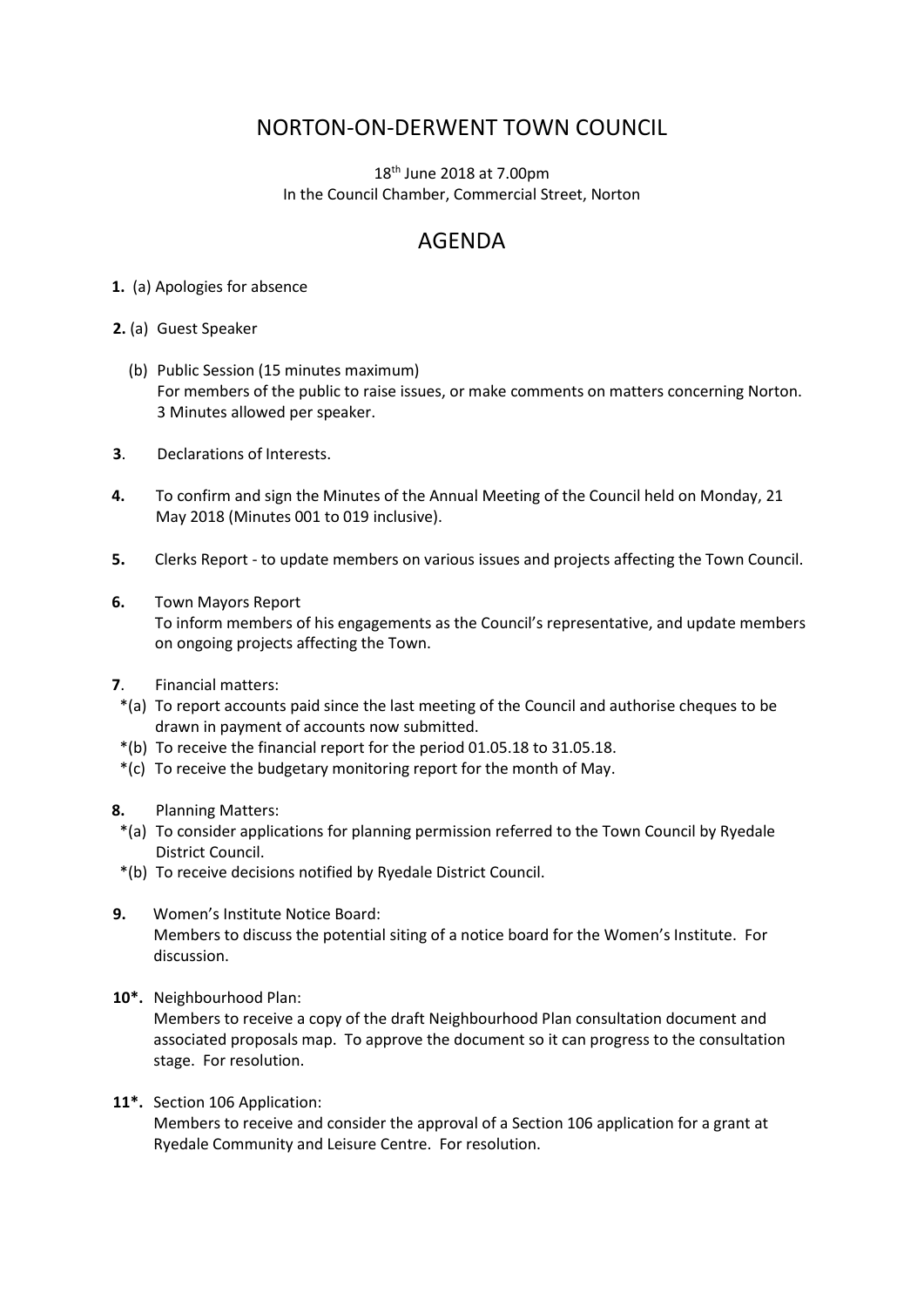# NORTON-ON-DERWENT TOWN COUNCIL

18th June 2018 at 7.00pm
In the Council Chamber, Commercial Street, Norton

## AGENDA

**1.** (a) Apologies for absence

**2.** (a) Guest Speaker

(b) Public Session (15 minutes maximum)
For members of the public to raise issues, or make comments on matters concerning Norton. 3 Minutes allowed per speaker.

**3**. Declarations of Interests.

**4.** To confirm and sign the Minutes of the Annual Meeting of the Council held on Monday, 21 May 2018 (Minutes 001 to 019 inclusive).

**5.** Clerks Report - to update members on various issues and projects affecting the Town Council.

**6.** Town Mayors Report
To inform members of his engagements as the Council's representative, and update members on ongoing projects affecting the Town.

**7**. Financial matters:

*(a) To report accounts paid since the last meeting of the Council and authorise cheques to be drawn in payment of accounts now submitted.
*(b) To receive the financial report for the period 01.05.18 to 31.05.18.
*(c) To receive the budgetary monitoring report for the month of May.

**8.** Planning Matters:

*(a) To consider applications for planning permission referred to the Town Council by Ryedale District Council.
*(b) To receive decisions notified by Ryedale District Council.

**9.** Women's Institute Notice Board:
Members to discuss the potential siting of a notice board for the Women's Institute. For discussion.

**10*.** Neighbourhood Plan:
Members to receive a copy of the draft Neighbourhood Plan consultation document and associated proposals map. To approve the document so it can progress to the consultation stage. For resolution.

**11*.** Section 106 Application:
Members to receive and consider the approval of a Section 106 application for a grant at Ryedale Community and Leisure Centre. For resolution.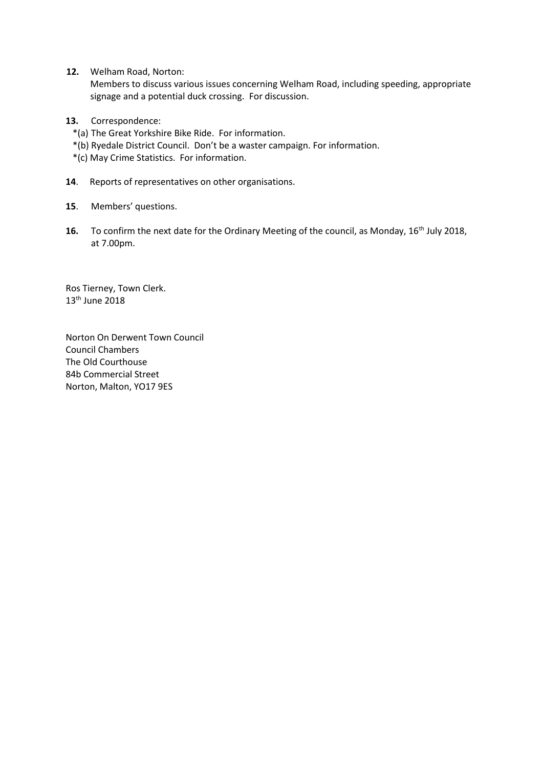**12.** Welham Road, Norton:
Members to discuss various issues concerning Welham Road, including speeding, appropriate signage and a potential duck crossing. For discussion.

**13.** Correspondence:
*(a) The Great Yorkshire Bike Ride. For information.
*(b) Ryedale District Council. Don't be a waster campaign. For information.
*(c) May Crime Statistics. For information.

**14**. Reports of representatives on other organisations.

**15**. Members' questions.

**16.** To confirm the next date for the Ordinary Meeting of the council, as Monday, 16th July 2018, at 7.00pm.

Ros Tierney, Town Clerk.
13th June 2018

Norton On Derwent Town Council
Council Chambers
The Old Courthouse
84b Commercial Street
Norton, Malton, YO17 9ES